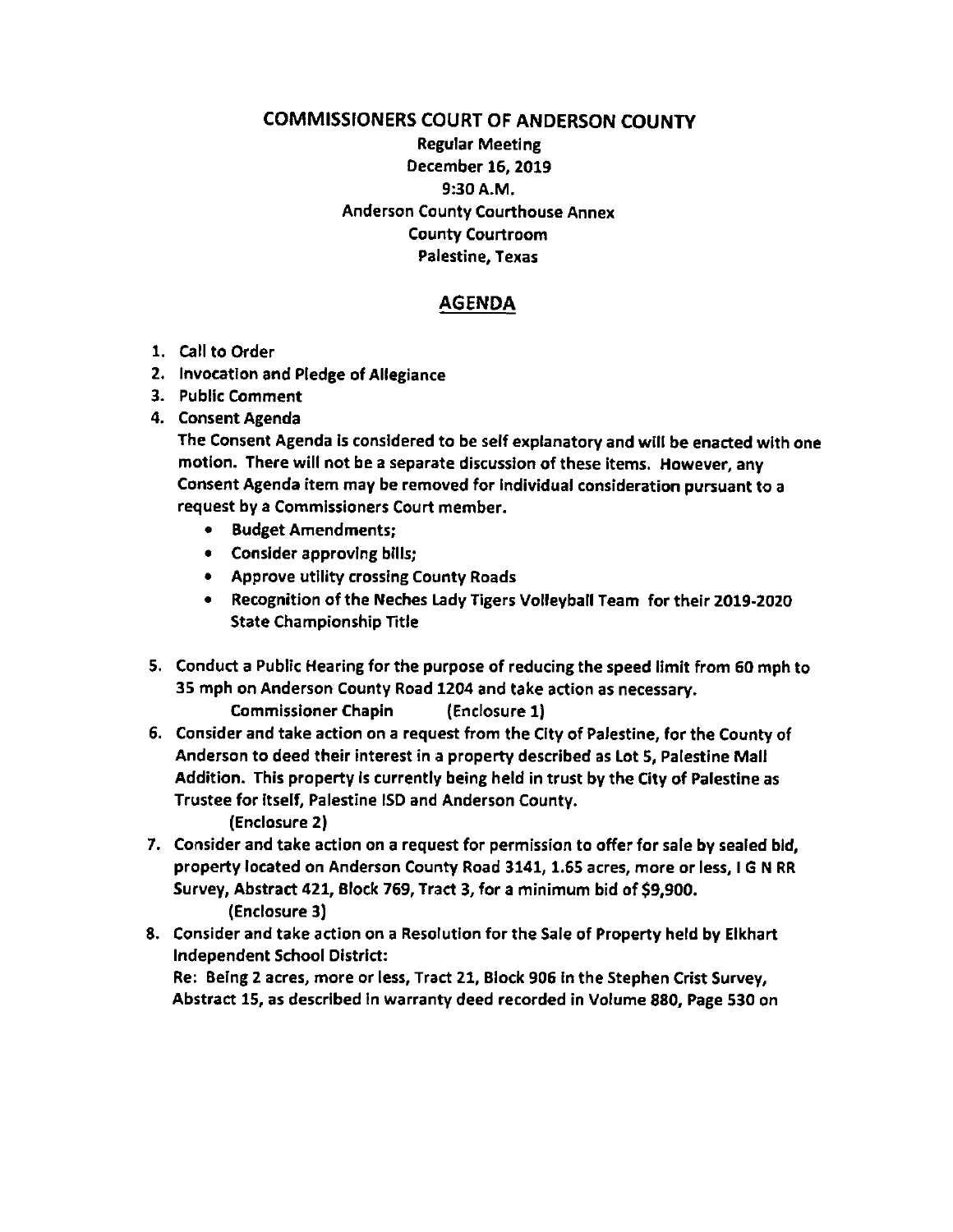# COMMISSIONERS COURT OF ANDERSON COUNTY

Regular Meeting
December 16, 2019
9:30 A.M.
Anderson County Courthouse Annex
County Courtroom
Palestine, Texas

## AGENDA

1. Call to Order
2. Invocation and Pledge of Allegiance
3. Public Comment
4. Consent Agenda
   The Consent Agenda is considered to be self explanatory and will be enacted with one motion. There will not be a separate discussion of these items. However, any Consent Agenda item may be removed for individual consideration pursuant to a request by a Commissioners Court member.
   - Budget Amendments;
   - Consider approving bills;
   - Approve utility crossing County Roads
   - Recognition of the Neches Lady Tigers Volleyball Team for their 2019-2020 State Championship Title
5. Conduct a Public Hearing for the purpose of reducing the speed limit from 60 mph to 35 mph on Anderson County Road 1204 and take action as necessary.
   Commissioner Chapin (Enclosure 1)
6. Consider and take action on a request from the City of Palestine, for the County of Anderson to deed their interest in a property described as Lot 5, Palestine Mall Addition. This property is currently being held in trust by the City of Palestine as Trustee for itself, Palestine ISD and Anderson County.
   (Enclosure 2)
7. Consider and take action on a request for permission to offer for sale by sealed bid, property located on Anderson County Road 3141, 1.65 acres, more or less, I G N RR Survey, Abstract 421, Block 769, Tract 3, for a minimum bid of $9,900.
   (Enclosure 3)
8. Consider and take action on a Resolution for the Sale of Property held by Elkhart Independent School District:
   Re: Being 2 acres, more or less, Tract 21, Block 906 in the Stephen Crist Survey, Abstract 15, as described in warranty deed recorded in Volume 880, Page 530 on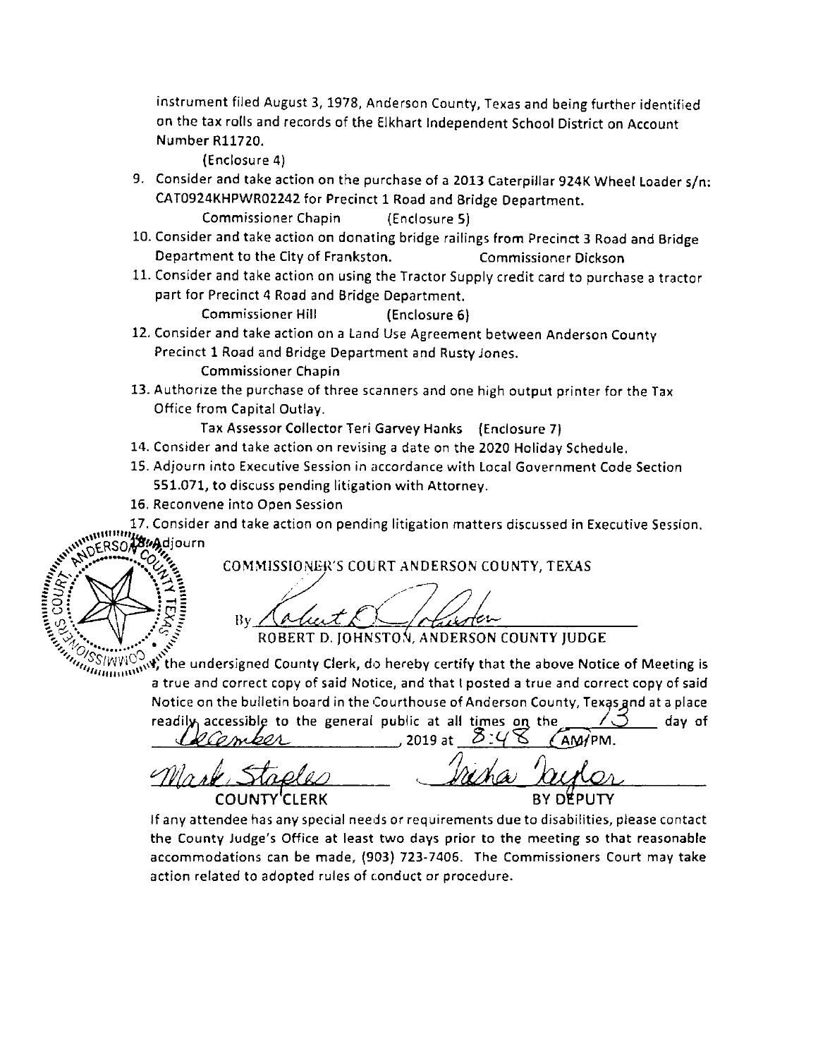instrument filed August 3, 1978, Anderson County, Texas and being further identified on the tax rolls and records of the Elkhart Independent School District on Account Number R11720.

(Enclosure 4)

9. Consider and take action on the purchase of a 2013 Caterpillar 924K Wheel Loader s/n: CAT0924KHPWR02242 for Precinct 1 Road and Bridge Department.
   Commissioner Chapin (Enclosure 5)
10. Consider and take action on donating bridge railings from Precinct 3 Road and Bridge Department to the City of Frankston. Commissioner Dickson
11. Consider and take action on using the Tractor Supply credit card to purchase a tractor part for Precinct 4 Road and Bridge Department.
    Commissioner Hill (Enclosure 6)
12. Consider and take action on a Land Use Agreement between Anderson County Precinct 1 Road and Bridge Department and Rusty Jones.
    Commissioner Chapin
13. Authorize the purchase of three scanners and one high output printer for the Tax Office from Capital Outlay.
    Tax Assessor Collector Teri Garvey Hanks (Enclosure 7)
14. Consider and take action on revising a date on the 2020 Holiday Schedule.
15. Adjourn into Executive Session in accordance with Local Government Code Section 551.071, to discuss pending litigation with Attorney.
16. Reconvene into Open Session
17. Consider and take action on pending litigation matters discussed in Executive Session.
18. Adjourn

COMMISSIONER'S COURT ANDERSON COUNTY, TEXAS

By Robert D. Johnston

ROBERT D. JOHNSTON, ANDERSON COUNTY JUDGE

I, the undersigned County Clerk, do hereby certify that the above Notice of Meeting is a true and correct copy of said Notice, and that I posted a true and correct copy of said Notice on the bulletin board in the Courthouse of Anderson County, Texas and at a place readily accessible to the general public at all times on the 13 day of December, 2019 at 8:48 AM/PM.

Mark Staples — COUNTY CLERK

Trisha Taylor — BY DEPUTY

If any attendee has any special needs or requirements due to disabilities, please contact the County Judge's Office at least two days prior to the meeting so that reasonable accommodations can be made, (903) 723-7406. The Commissioners Court may take action related to adopted rules of conduct or procedure.